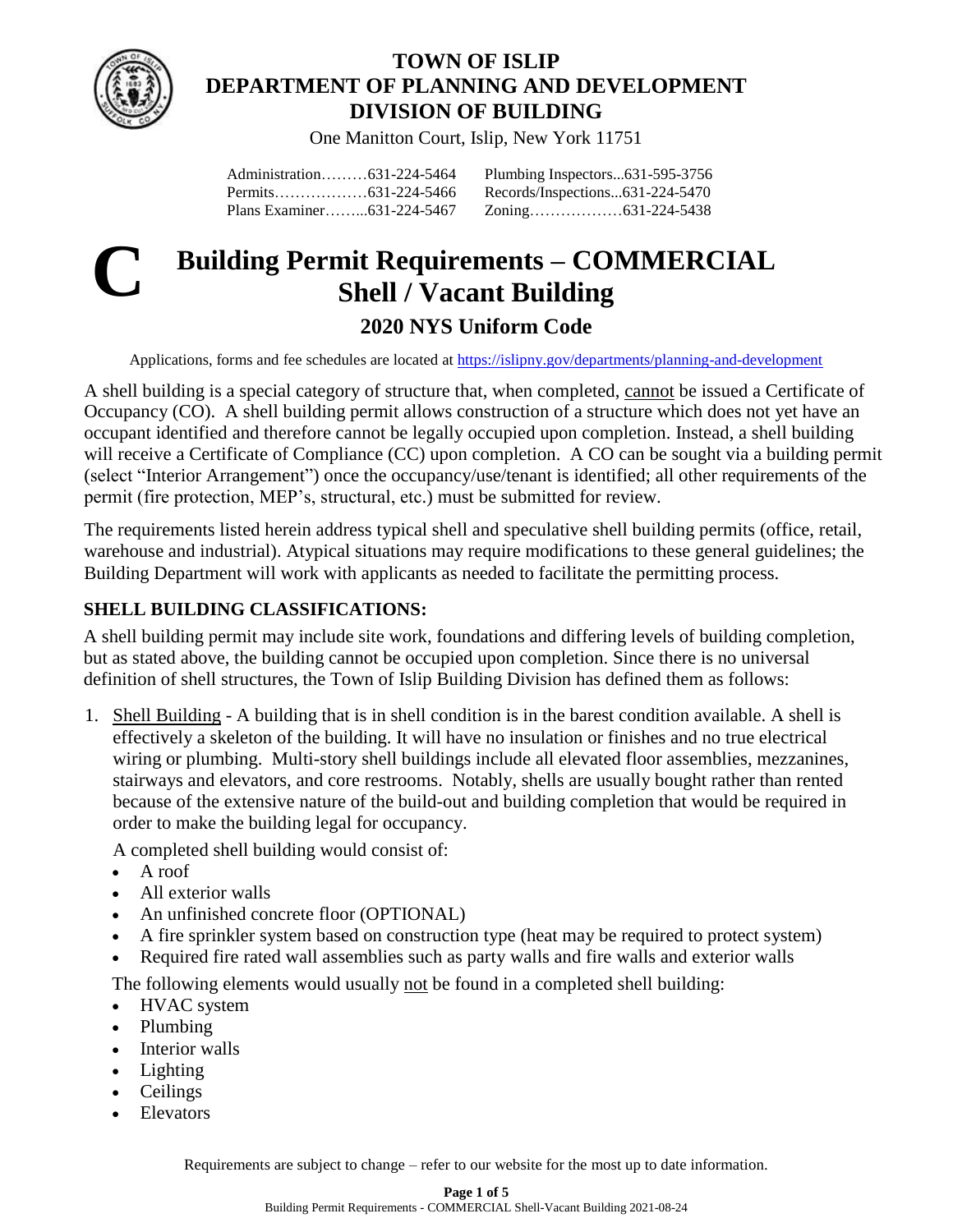# TOWN OF ISLIP
# DEPARTMENT OF PLANNING AND DEVELOPMENT
# DIVISION OF BUILDING

One Manitton Court, Islip, New York 11751

| | |
|---|---|
| Administration………631-224-5464 | Plumbing Inspectors...631-595-3756 |
| Permits………………631-224-5466 | Records/Inspections...631-224-5470 |
| Plans Examiner……...631-224-5467 | Zoning………………631-224-5438 |

# C Building Permit Requirements – COMMERCIAL Shell / Vacant Building

## 2020 NYS Uniform Code

Applications, forms and fee schedules are located at https://islipny.gov/departments/planning-and-development

A shell building is a special category of structure that, when completed, cannot be issued a Certificate of Occupancy (CO). A shell building permit allows construction of a structure which does not yet have an occupant identified and therefore cannot be legally occupied upon completion. Instead, a shell building will receive a Certificate of Compliance (CC) upon completion. A CO can be sought via a building permit (select "Interior Arrangement") once the occupancy/use/tenant is identified; all other requirements of the permit (fire protection, MEP's, structural, etc.) must be submitted for review.

The requirements listed herein address typical shell and speculative shell building permits (office, retail, warehouse and industrial). Atypical situations may require modifications to these general guidelines; the Building Department will work with applicants as needed to facilitate the permitting process.

### SHELL BUILDING CLASSIFICATIONS:

A shell building permit may include site work, foundations and differing levels of building completion, but as stated above, the building cannot be occupied upon completion. Since there is no universal definition of shell structures, the Town of Islip Building Division has defined them as follows:

1. Shell Building - A building that is in shell condition is in the barest condition available. A shell is effectively a skeleton of the building. It will have no insulation or finishes and no true electrical wiring or plumbing. Multi-story shell buildings include all elevated floor assemblies, mezzanines, stairways and elevators, and core restrooms. Notably, shells are usually bought rather than rented because of the extensive nature of the build-out and building completion that would be required in order to make the building legal for occupancy.

   A completed shell building would consist of:

   - A roof
   - All exterior walls
   - An unfinished concrete floor (OPTIONAL)
   - A fire sprinkler system based on construction type (heat may be required to protect system)
   - Required fire rated wall assemblies such as party walls and fire walls and exterior walls

   The following elements would usually not be found in a completed shell building:

   - HVAC system
   - Plumbing
   - Interior walls
   - Lighting
   - Ceilings
   - Elevators

Requirements are subject to change – refer to our website for the most up to date information.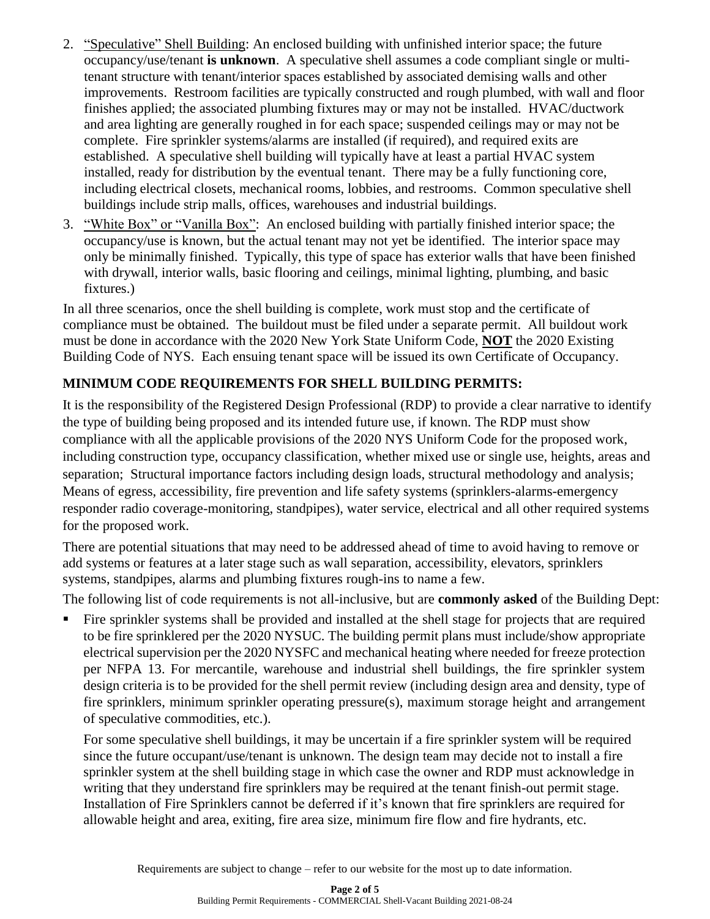2. "Speculative" Shell Building: An enclosed building with unfinished interior space; the future occupancy/use/tenant **is unknown**. A speculative shell assumes a code compliant single or multi-tenant structure with tenant/interior spaces established by associated demising walls and other improvements. Restroom facilities are typically constructed and rough plumbed, with wall and floor finishes applied; the associated plumbing fixtures may or may not be installed. HVAC/ductwork and area lighting are generally roughed in for each space; suspended ceilings may or may not be complete. Fire sprinkler systems/alarms are installed (if required), and required exits are established. A speculative shell building will typically have at least a partial HVAC system installed, ready for distribution by the eventual tenant. There may be a fully functioning core, including electrical closets, mechanical rooms, lobbies, and restrooms. Common speculative shell buildings include strip malls, offices, warehouses and industrial buildings.
3. "White Box" or "Vanilla Box": An enclosed building with partially finished interior space; the occupancy/use is known, but the actual tenant may not yet be identified. The interior space may only be minimally finished. Typically, this type of space has exterior walls that have been finished with drywall, interior walls, basic flooring and ceilings, minimal lighting, plumbing, and basic fixtures.)

In all three scenarios, once the shell building is complete, work must stop and the certificate of compliance must be obtained. The buildout must be filed under a separate permit. All buildout work must be done in accordance with the 2020 New York State Uniform Code, **NOT** the 2020 Existing Building Code of NYS. Each ensuing tenant space will be issued its own Certificate of Occupancy.

## MINIMUM CODE REQUIREMENTS FOR SHELL BUILDING PERMITS:

It is the responsibility of the Registered Design Professional (RDP) to provide a clear narrative to identify the type of building being proposed and its intended future use, if known. The RDP must show compliance with all the applicable provisions of the 2020 NYS Uniform Code for the proposed work, including construction type, occupancy classification, whether mixed use or single use, heights, areas and separation; Structural importance factors including design loads, structural methodology and analysis; Means of egress, accessibility, fire prevention and life safety systems (sprinklers-alarms-emergency responder radio coverage-monitoring, standpipes), water service, electrical and all other required systems for the proposed work.

There are potential situations that may need to be addressed ahead of time to avoid having to remove or add systems or features at a later stage such as wall separation, accessibility, elevators, sprinklers systems, standpipes, alarms and plumbing fixtures rough-ins to name a few.

The following list of code requirements is not all-inclusive, but are **commonly asked** of the Building Dept:

- Fire sprinkler systems shall be provided and installed at the shell stage for projects that are required to be fire sprinklered per the 2020 NYSUC. The building permit plans must include/show appropriate electrical supervision per the 2020 NYSFC and mechanical heating where needed for freeze protection per NFPA 13. For mercantile, warehouse and industrial shell buildings, the fire sprinkler system design criteria is to be provided for the shell permit review (including design area and density, type of fire sprinklers, minimum sprinkler operating pressure(s), maximum storage height and arrangement of speculative commodities, etc.).

  For some speculative shell buildings, it may be uncertain if a fire sprinkler system will be required since the future occupant/use/tenant is unknown. The design team may decide not to install a fire sprinkler system at the shell building stage in which case the owner and RDP must acknowledge in writing that they understand fire sprinklers may be required at the tenant finish-out permit stage. Installation of Fire Sprinklers cannot be deferred if it's known that fire sprinklers are required for allowable height and area, exiting, fire area size, minimum fire flow and fire hydrants, etc.

Requirements are subject to change – refer to our website for the most up to date information.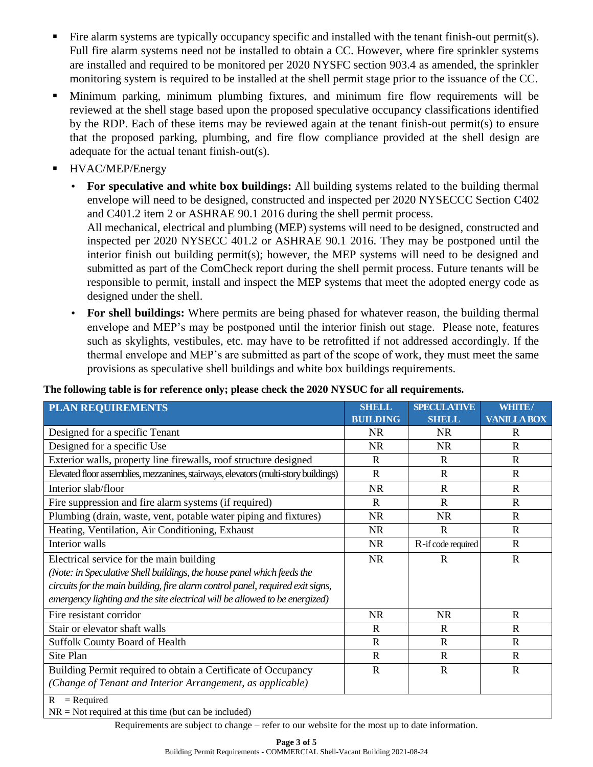- Fire alarm systems are typically occupancy specific and installed with the tenant finish-out permit(s). Full fire alarm systems need not be installed to obtain a CC. However, where fire sprinkler systems are installed and required to be monitored per 2020 NYSFC section 903.4 as amended, the sprinkler monitoring system is required to be installed at the shell permit stage prior to the issuance of the CC.
- Minimum parking, minimum plumbing fixtures, and minimum fire flow requirements will be reviewed at the shell stage based upon the proposed speculative occupancy classifications identified by the RDP. Each of these items may be reviewed again at the tenant finish-out permit(s) to ensure that the proposed parking, plumbing, and fire flow compliance provided at the shell design are adequate for the actual tenant finish-out(s).
- HVAC/MEP/Energy
  - **For speculative and white box buildings:** All building systems related to the building thermal envelope will need to be designed, constructed and inspected per 2020 NYSECCC Section C402 and C401.2 item 2 or ASHRAE 90.1 2016 during the shell permit process.
    All mechanical, electrical and plumbing (MEP) systems will need to be designed, constructed and inspected per 2020 NYSECC 401.2 or ASHRAE 90.1 2016. They may be postponed until the interior finish out building permit(s); however, the MEP systems will need to be designed and submitted as part of the ComCheck report during the shell permit process. Future tenants will be responsible to permit, install and inspect the MEP systems that meet the adopted energy code as designed under the shell.
  - **For shell buildings:** Where permits are being phased for whatever reason, the building thermal envelope and MEP's may be postponed until the interior finish out stage. Please note, features such as skylights, vestibules, etc. may have to be retrofitted if not addressed accordingly. If the thermal envelope and MEP's are submitted as part of the scope of work, they must meet the same provisions as speculative shell buildings and white box buildings requirements.

**The following table is for reference only; please check the 2020 NYSUC for all requirements.**

| PLAN REQUIREMENTS | SHELL BUILDING | SPECULATIVE SHELL | WHITE / VANILLA BOX |
|---|---|---|---|
| Designed for a specific Tenant | NR | NR | R |
| Designed for a specific Use | NR | NR | R |
| Exterior walls, property line firewalls, roof structure designed | R | R | R |
| Elevated floor assemblies, mezzanines, stairways, elevators (multi-story buildings) | R | R | R |
| Interior slab/floor | NR | R | R |
| Fire suppression and fire alarm systems (if required) | R | R | R |
| Plumbing (drain, waste, vent, potable water piping and fixtures) | NR | NR | R |
| Heating, Ventilation, Air Conditioning, Exhaust | NR | R | R |
| Interior walls | NR | R-if code required | R |
| Electrical service for the main building *(Note: in Speculative Shell buildings, the house panel which feeds the circuits for the main building, fire alarm control panel, required exit signs, emergency lighting and the site electrical will be allowed to be energized)* | NR | R | R |
| Fire resistant corridor | NR | NR | R |
| Stair or elevator shaft walls | R | R | R |
| Suffolk County Board of Health | R | R | R |
| Site Plan | R | R | R |
| Building Permit required to obtain a Certificate of Occupancy *(Change of Tenant and Interior Arrangement, as applicable)* | R | R | R |

R = Required
NR = Not required at this time (but can be included)

Requirements are subject to change – refer to our website for the most up to date information.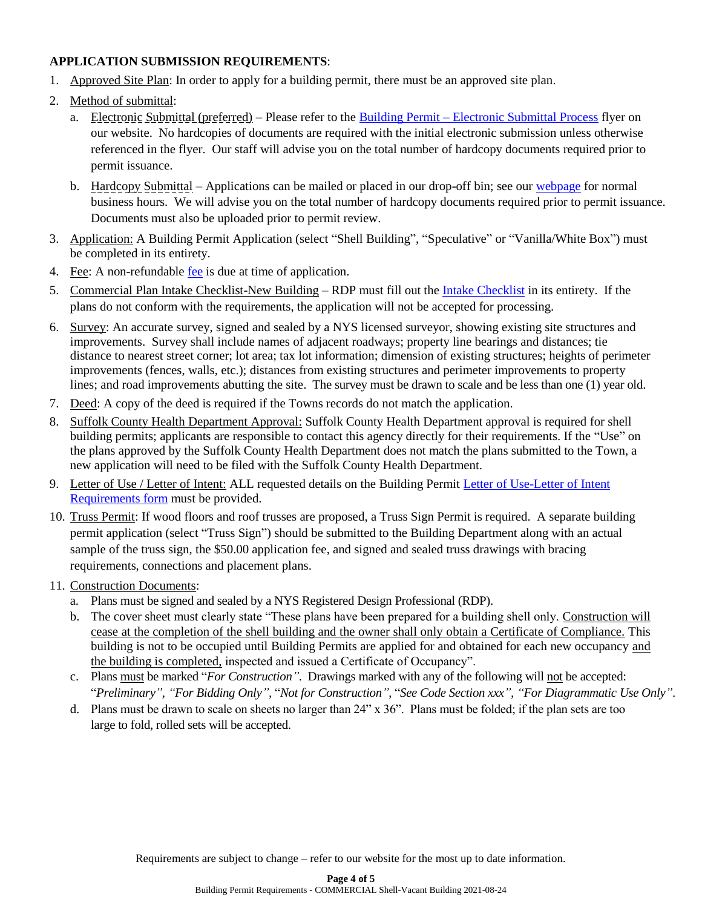**APPLICATION SUBMISSION REQUIREMENTS**:

1. Approved Site Plan: In order to apply for a building permit, there must be an approved site plan.
2. Method of submittal:
   a. Electronic Submittal (preferred) – Please refer to the Building Permit – Electronic Submittal Process flyer on our website. No hardcopies of documents are required with the initial electronic submission unless otherwise referenced in the flyer. Our staff will advise you on the total number of hardcopy documents required prior to permit issuance.
   b. Hardcopy Submittal – Applications can be mailed or placed in our drop-off bin; see our webpage for normal business hours. We will advise you on the total number of hardcopy documents required prior to permit issuance. Documents must also be uploaded prior to permit review.
3. Application: A Building Permit Application (select "Shell Building", "Speculative" or "Vanilla/White Box") must be completed in its entirety.
4. Fee: A non-refundable fee is due at time of application.
5. Commercial Plan Intake Checklist-New Building – RDP must fill out the Intake Checklist in its entirety. If the plans do not conform with the requirements, the application will not be accepted for processing.
6. Survey: An accurate survey, signed and sealed by a NYS licensed surveyor, showing existing site structures and improvements. Survey shall include names of adjacent roadways; property line bearings and distances; tie distance to nearest street corner; lot area; tax lot information; dimension of existing structures; heights of perimeter improvements (fences, walls, etc.); distances from existing structures and perimeter improvements to property lines; and road improvements abutting the site. The survey must be drawn to scale and be less than one (1) year old.
7. Deed: A copy of the deed is required if the Towns records do not match the application.
8. Suffolk County Health Department Approval: Suffolk County Health Department approval is required for shell building permits; applicants are responsible to contact this agency directly for their requirements. If the "Use" on the plans approved by the Suffolk County Health Department does not match the plans submitted to the Town, a new application will need to be filed with the Suffolk County Health Department.
9. Letter of Use / Letter of Intent: ALL requested details on the Building Permit Letter of Use-Letter of Intent Requirements form must be provided.
10. Truss Permit: If wood floors and roof trusses are proposed, a Truss Sign Permit is required. A separate building permit application (select "Truss Sign") should be submitted to the Building Department along with an actual sample of the truss sign, the $50.00 application fee, and signed and sealed truss drawings with bracing requirements, connections and placement plans.
11. Construction Documents:
    a. Plans must be signed and sealed by a NYS Registered Design Professional (RDP).
    b. The cover sheet must clearly state "These plans have been prepared for a building shell only. Construction will cease at the completion of the shell building and the owner shall only obtain a Certificate of Compliance. This building is not to be occupied until Building Permits are applied for and obtained for each new occupancy and the building is completed, inspected and issued a Certificate of Occupancy".
    c. Plans must be marked "*For Construction*". Drawings marked with any of the following will not be accepted: "*Preliminary*", "*For Bidding Only*", "*Not for Construction*", "*See Code Section xxx*", "*For Diagrammatic Use Only*".
    d. Plans must be drawn to scale on sheets no larger than 24" x 36". Plans must be folded; if the plan sets are too large to fold, rolled sets will be accepted.

Requirements are subject to change – refer to our website for the most up to date information.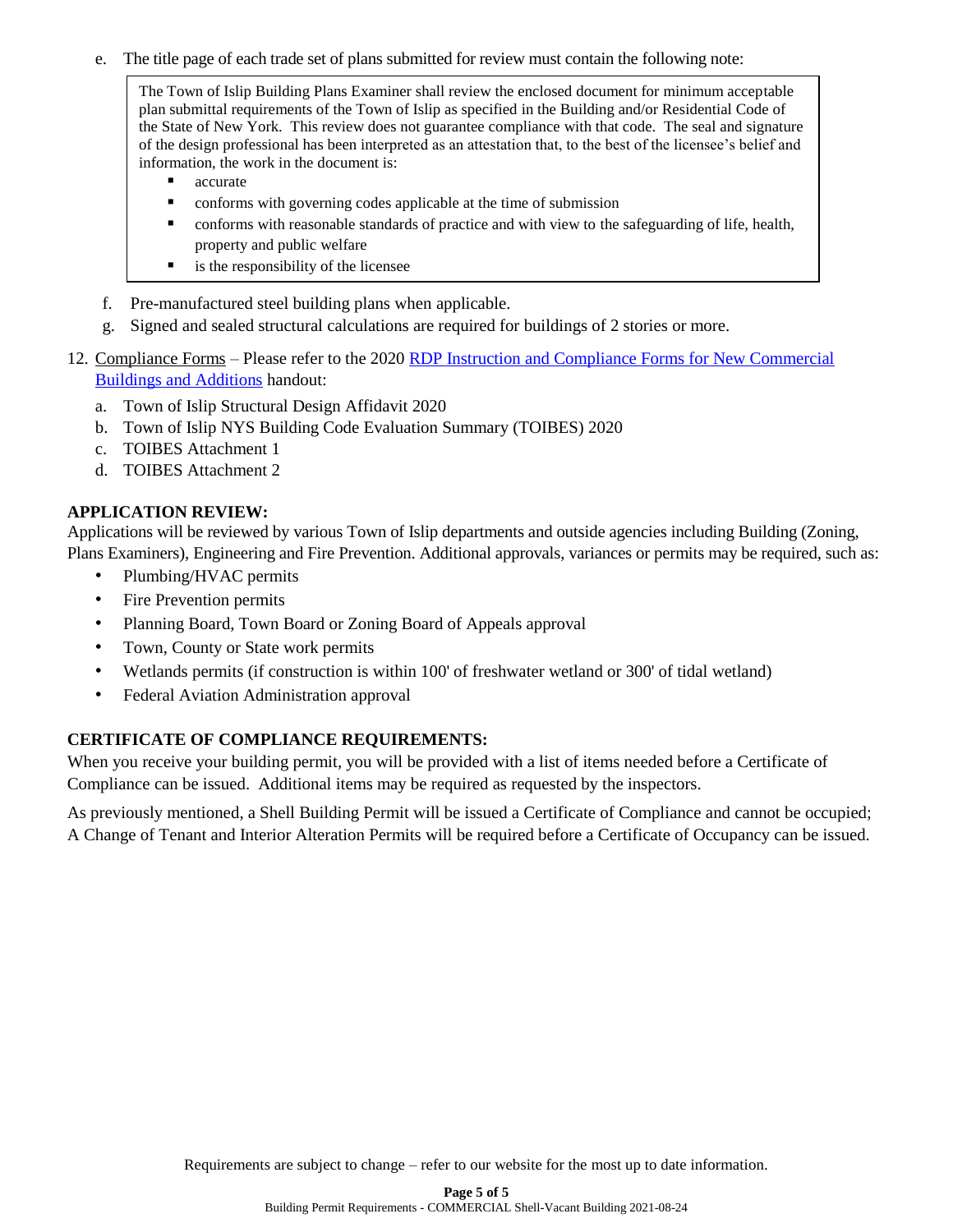e. The title page of each trade set of plans submitted for review must contain the following note:

> The Town of Islip Building Plans Examiner shall review the enclosed document for minimum acceptable plan submittal requirements of the Town of Islip as specified in the Building and/or Residential Code of the State of New York. This review does not guarantee compliance with that code. The seal and signature of the design professional has been interpreted as an attestation that, to the best of the licensee's belief and information, the work in the document is:
>
> - accurate
> - conforms with governing codes applicable at the time of submission
> - conforms with reasonable standards of practice and with view to the safeguarding of life, health, property and public welfare
> - is the responsibility of the licensee

f. Pre-manufactured steel building plans when applicable.

g. Signed and sealed structural calculations are required for buildings of 2 stories or more.

12. Compliance Forms – Please refer to the 2020 RDP Instruction and Compliance Forms for New Commercial Buildings and Additions handout:

    a. Town of Islip Structural Design Affidavit 2020

    b. Town of Islip NYS Building Code Evaluation Summary (TOIBES) 2020

    c. TOIBES Attachment 1

    d. TOIBES Attachment 2

**APPLICATION REVIEW:**

Applications will be reviewed by various Town of Islip departments and outside agencies including Building (Zoning, Plans Examiners), Engineering and Fire Prevention. Additional approvals, variances or permits may be required, such as:

- Plumbing/HVAC permits
- Fire Prevention permits
- Planning Board, Town Board or Zoning Board of Appeals approval
- Town, County or State work permits
- Wetlands permits (if construction is within 100' of freshwater wetland or 300' of tidal wetland)
- Federal Aviation Administration approval

**CERTIFICATE OF COMPLIANCE REQUIREMENTS:**

When you receive your building permit, you will be provided with a list of items needed before a Certificate of Compliance can be issued. Additional items may be required as requested by the inspectors.

As previously mentioned, a Shell Building Permit will be issued a Certificate of Compliance and cannot be occupied; A Change of Tenant and Interior Alteration Permits will be required before a Certificate of Occupancy can be issued.

Requirements are subject to change – refer to our website for the most up to date information.